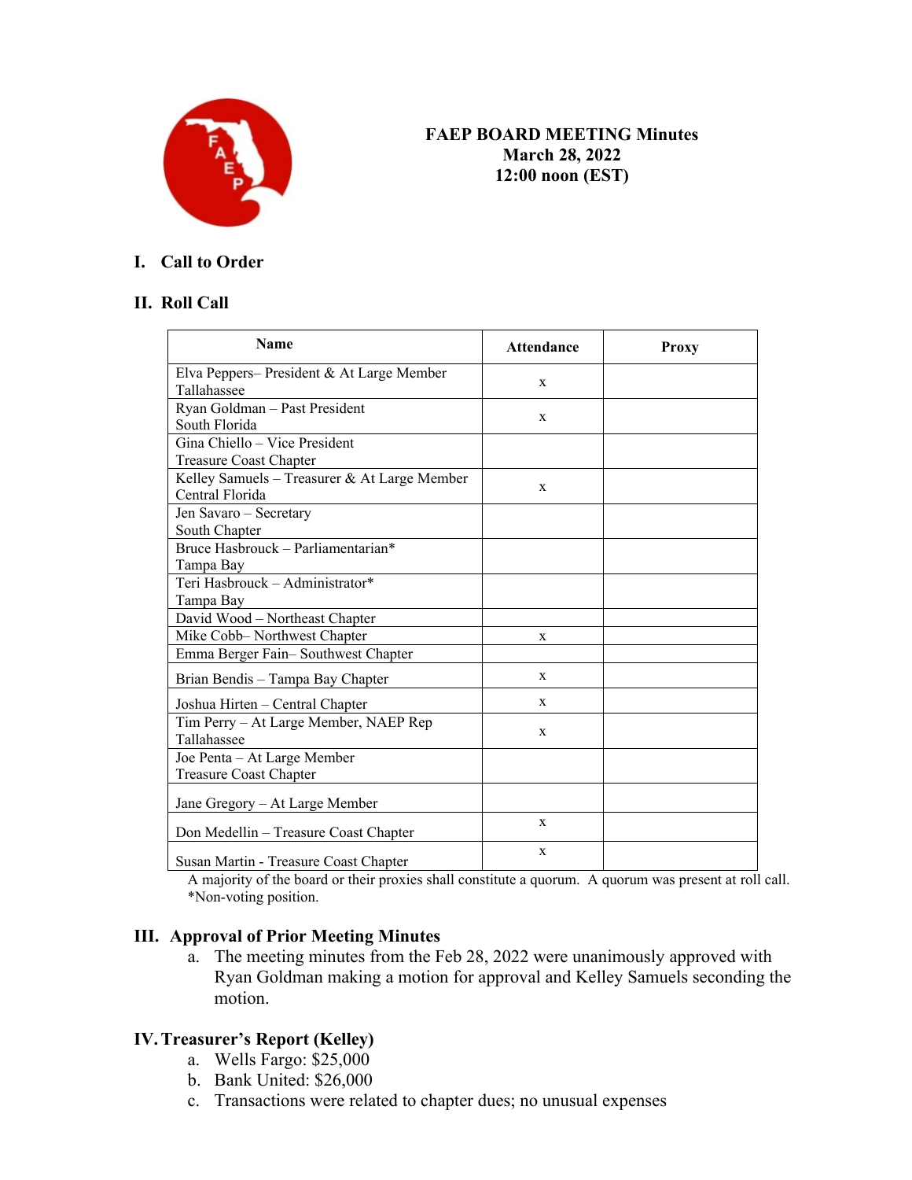# FAEP BOARD MEETING Minutes
March 28, 2022
12:00 noon (EST)

## I. Call to Order

## II. Roll Call

| Name | Attendance | Proxy |
|---|---|---|
| Elva Peppers– President & At Large Member Tallahassee | x | |
| Ryan Goldman – Past President South Florida | x | |
| Gina Chiello – Vice President Treasure Coast Chapter | | |
| Kelley Samuels – Treasurer & At Large Member Central Florida | x | |
| Jen Savaro – Secretary South Chapter | | |
| Bruce Hasbrouck – Parliamentarian* Tampa Bay | | |
| Teri Hasbrouck – Administrator* Tampa Bay | | |
| David Wood – Northeast Chapter | | |
| Mike Cobb– Northwest Chapter | x | |
| Emma Berger Fain– Southwest Chapter | | |
| Brian Bendis – Tampa Bay Chapter | x | |
| Joshua Hirten – Central Chapter | x | |
| Tim Perry – At Large Member, NAEP Rep Tallahassee | x | |
| Joe Penta – At Large Member Treasure Coast Chapter | | |
| Jane Gregory – At Large Member | | |
| Don Medellin – Treasure Coast Chapter | x | |
| Susan Martin - Treasure Coast Chapter | x | |

A majority of the board or their proxies shall constitute a quorum. A quorum was present at roll call.
*Non-voting position.

## III. Approval of Prior Meeting Minutes

a. The meeting minutes from the Feb 28, 2022 were unanimously approved with Ryan Goldman making a motion for approval and Kelley Samuels seconding the motion.

## IV. Treasurer's Report (Kelley)

a. Wells Fargo: $25,000
b. Bank United: $26,000
c. Transactions were related to chapter dues; no unusual expenses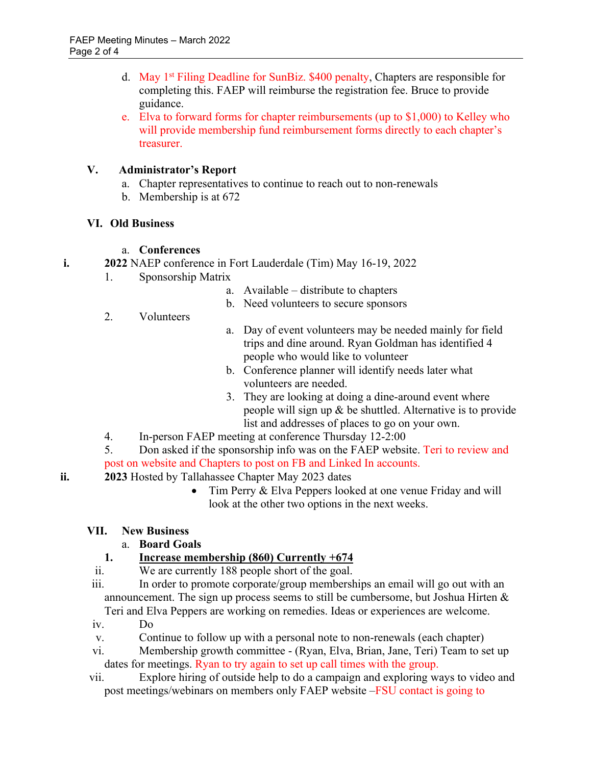d. May 1st Filing Deadline for SunBiz. $400 penalty, Chapters are responsible for completing this. FAEP will reimburse the registration fee. Bruce to provide guidance.

e. Elva to forward forms for chapter reimbursements (up to $1,000) to Kelley who will provide membership fund reimbursement forms directly to each chapter's treasurer.

**V. Administrator's Report**

a. Chapter representatives to continue to reach out to non-renewals

b. Membership is at 672

**VI. Old Business**

a. **Conferences**

i. **2022** NAEP conference in Fort Lauderdale (Tim) May 16-19, 2022

1. Sponsorship Matrix
   - a. Available – distribute to chapters
   - b. Need volunteers to secure sponsors
2. Volunteers
   - a. Day of event volunteers may be needed mainly for field trips and dine around. Ryan Goldman has identified 4 people who would like to volunteer
   - b. Conference planner will identify needs later what volunteers are needed.
   - 3. They are looking at doing a dine-around event where people will sign up & be shuttled. Alternative is to provide list and addresses of places to go on your own.
4. In-person FAEP meeting at conference Thursday 12-2:00
5. Don asked if the sponsorship info was on the FAEP website. Teri to review and post on website and Chapters to post on FB and Linked In accounts.

ii. **2023** Hosted by Tallahassee Chapter May 2023 dates

- Tim Perry & Elva Peppers looked at one venue Friday and will look at the other two options in the next weeks.

**VII. New Business**

a. **Board Goals**

1. **Increase membership (860) Currently +674**

ii. We are currently 188 people short of the goal.

iii. In order to promote corporate/group memberships an email will go out with an announcement. The sign up process seems to still be cumbersome, but Joshua Hirten & Teri and Elva Peppers are working on remedies. Ideas or experiences are welcome.

iv. Do

v. Continue to follow up with a personal note to non-renewals (each chapter)

vi. Membership growth committee - (Ryan, Elva, Brian, Jane, Teri) Team to set up dates for meetings. Ryan to try again to set up call times with the group.

vii. Explore hiring of outside help to do a campaign and exploring ways to video and post meetings/webinars on members only FAEP website –FSU contact is going to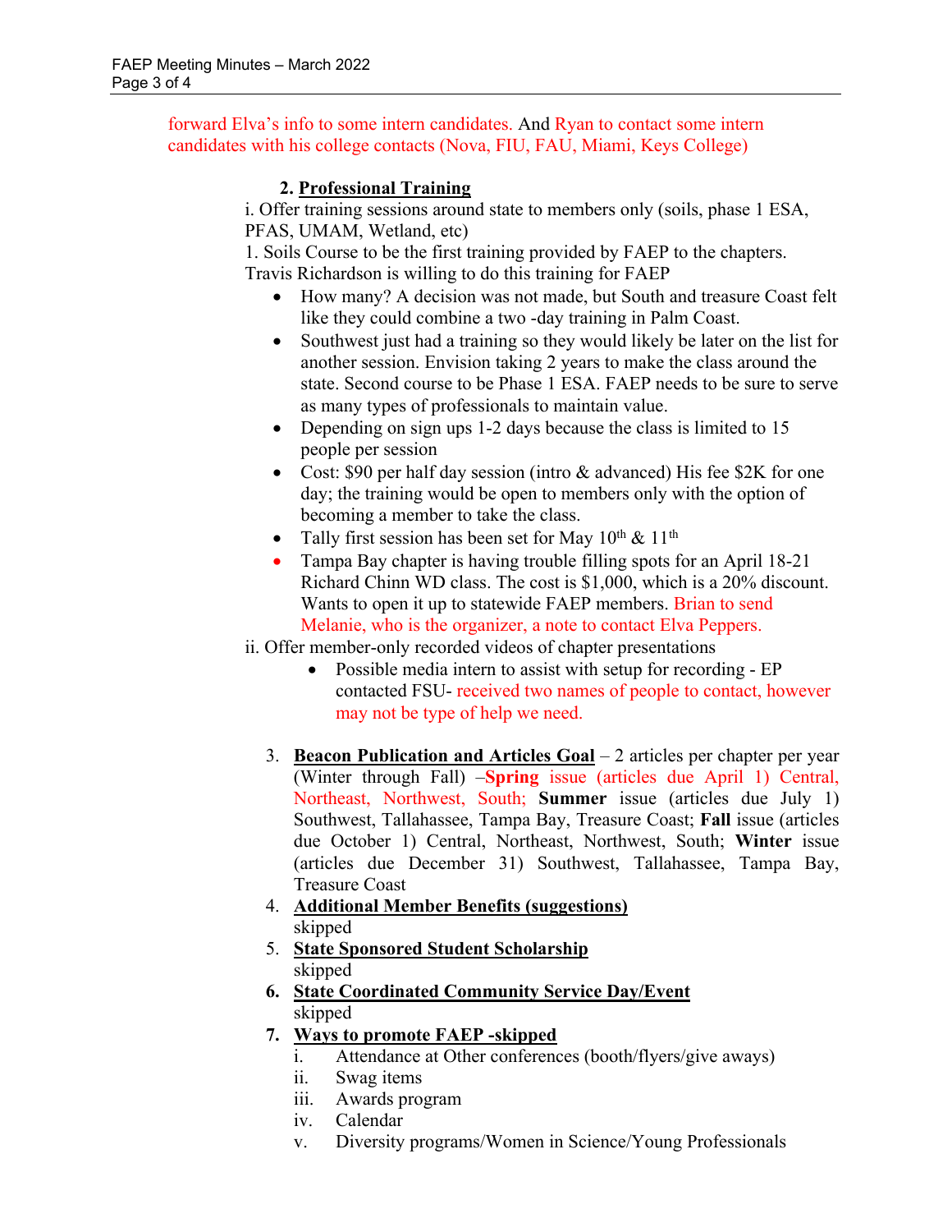forward Elva's info to some intern candidates. And Ryan to contact some intern candidates with his college contacts (Nova, FIU, FAU, Miami, Keys College)

2. **Professional Training**

i. Offer training sessions around state to members only (soils, phase 1 ESA, PFAS, UMAM, Wetland, etc)

1. Soils Course to be the first training provided by FAEP to the chapters. Travis Richardson is willing to do this training for FAEP

- How many? A decision was not made, but South and treasure Coast felt like they could combine a two -day training in Palm Coast.
- Southwest just had a training so they would likely be later on the list for another session. Envision taking 2 years to make the class around the state. Second course to be Phase 1 ESA. FAEP needs to be sure to serve as many types of professionals to maintain value.
- Depending on sign ups 1-2 days because the class is limited to 15 people per session
- Cost: $90 per half day session (intro & advanced) His fee $2K for one day; the training would be open to members only with the option of becoming a member to take the class.
- Tally first session has been set for May 10th & 11th
- Tampa Bay chapter is having trouble filling spots for an April 18-21 Richard Chinn WD class. The cost is $1,000, which is a 20% discount. Wants to open it up to statewide FAEP members. Brian to send Melanie, who is the organizer, a note to contact Elva Peppers.

ii. Offer member-only recorded videos of chapter presentations

- Possible media intern to assist with setup for recording - EP contacted FSU- received two names of people to contact, however may not be type of help we need.

3. **Beacon Publication and Articles Goal** – 2 articles per chapter per year (Winter through Fall) –**Spring** issue (articles due April 1) Central, Northeast, Northwest, South; **Summer** issue (articles due July 1) Southwest, Tallahassee, Tampa Bay, Treasure Coast; **Fall** issue (articles due October 1) Central, Northeast, Northwest, South; **Winter** issue (articles due December 31) Southwest, Tallahassee, Tampa Bay, Treasure Coast
4. **Additional Member Benefits (suggestions)**
   skipped
5. **State Sponsored Student Scholarship**
   skipped
6. **State Coordinated Community Service Day/Event**
   skipped
7. **Ways to promote FAEP -skipped**
   i. Attendance at Other conferences (booth/flyers/give aways)
   ii. Swag items
   iii. Awards program
   iv. Calendar
   v. Diversity programs/Women in Science/Young Professionals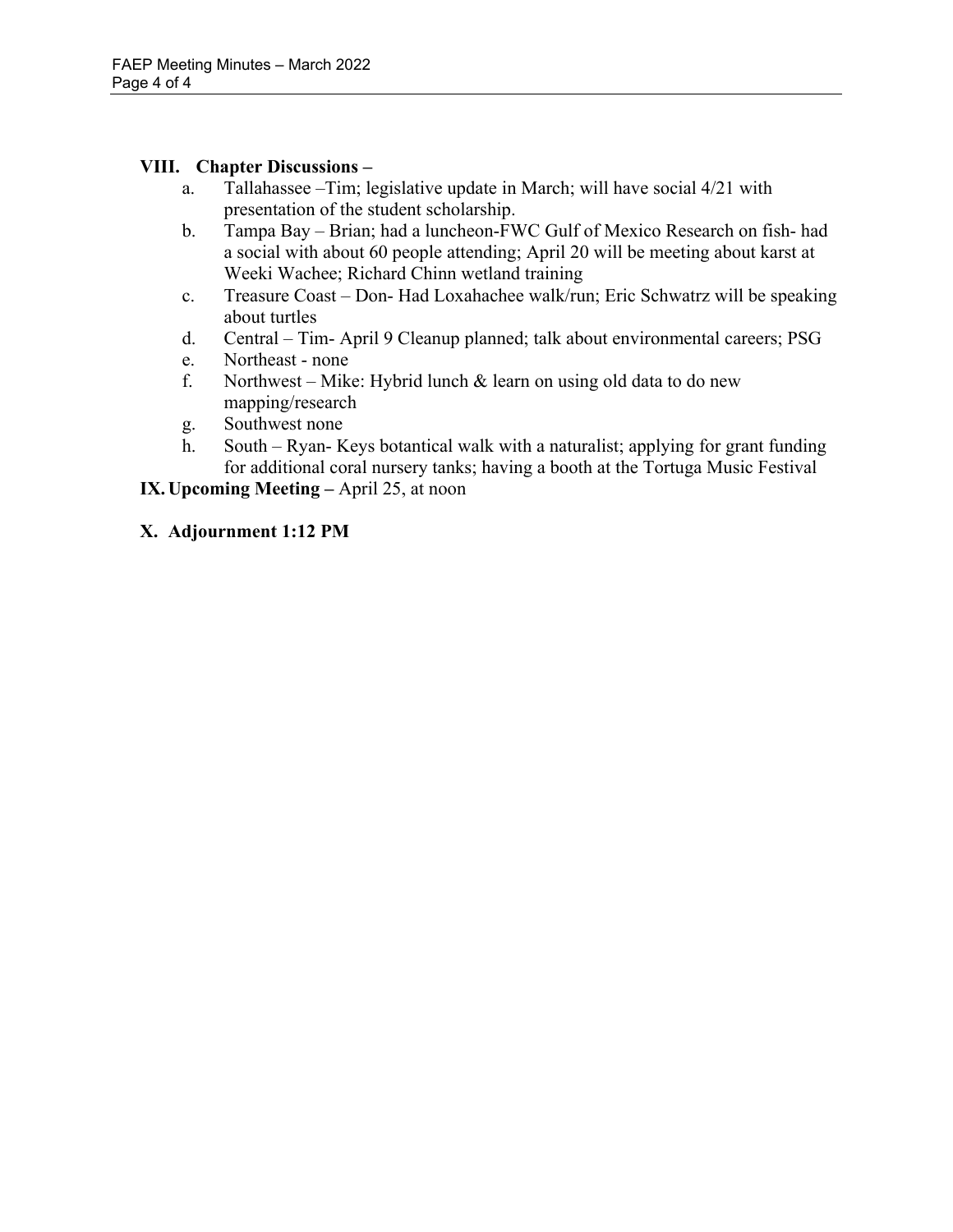## VIII. Chapter Discussions –

a. Tallahassee –Tim; legislative update in March; will have social 4/21 with presentation of the student scholarship.
b. Tampa Bay – Brian; had a luncheon-FWC Gulf of Mexico Research on fish- had a social with about 60 people attending; April 20 will be meeting about karst at Weeki Wachee; Richard Chinn wetland training
c. Treasure Coast – Don- Had Loxahachee walk/run; Eric Schwatrz will be speaking about turtles
d. Central – Tim- April 9 Cleanup planned; talk about environmental careers; PSG
e. Northeast - none
f. Northwest – Mike: Hybrid lunch & learn on using old data to do new mapping/research
g. Southwest none
h. South – Ryan- Keys botantical walk with a naturalist; applying for grant funding for additional coral nursery tanks; having a booth at the Tortuga Music Festival

## IX. Upcoming Meeting – April 25, at noon

## X. Adjournment 1:12 PM